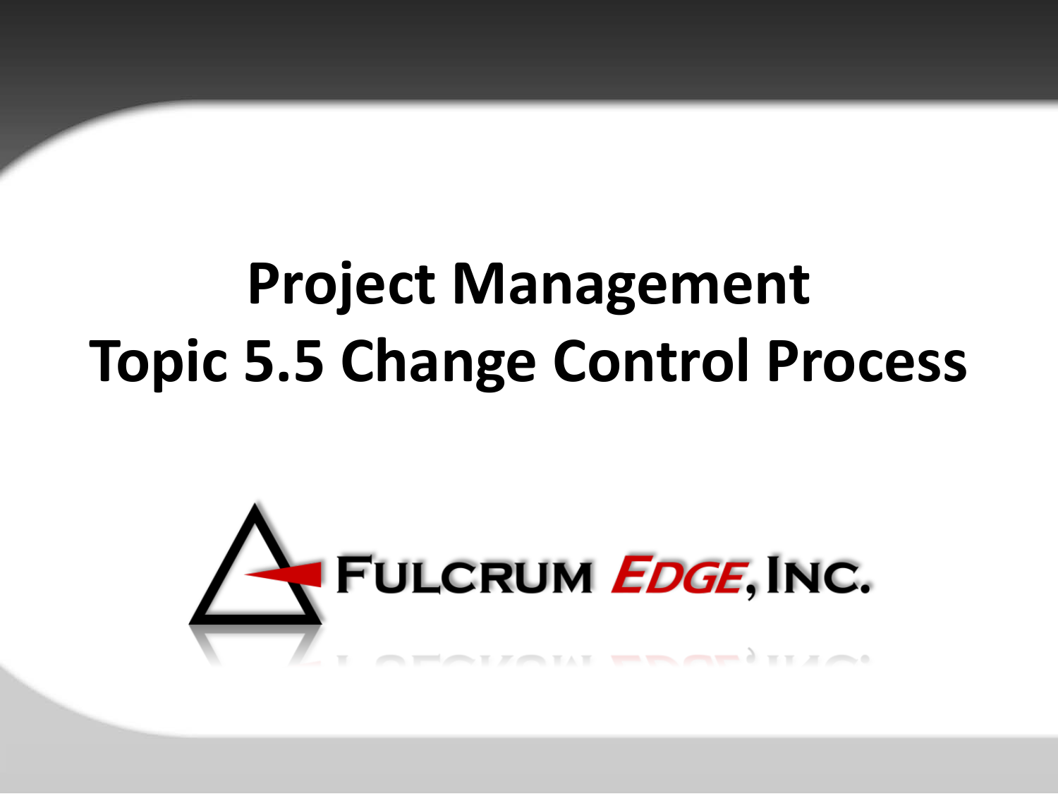# Project Management

# Topic 5.5 Change Control Process

FULCRUM EDGE, INC.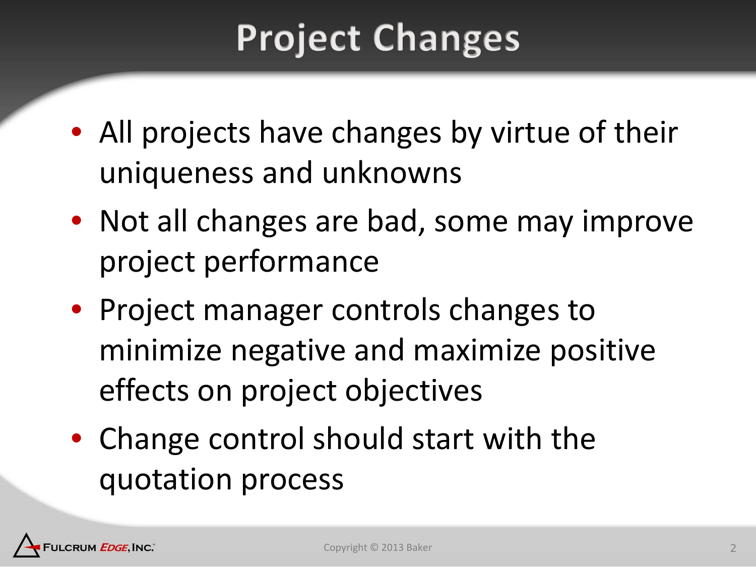# Project Changes

- All projects have changes by virtue of their uniqueness and unknowns
- Not all changes are bad, some may improve project performance
- Project manager controls changes to minimize negative and maximize positive effects on project objectives
- Change control should start with the quotation process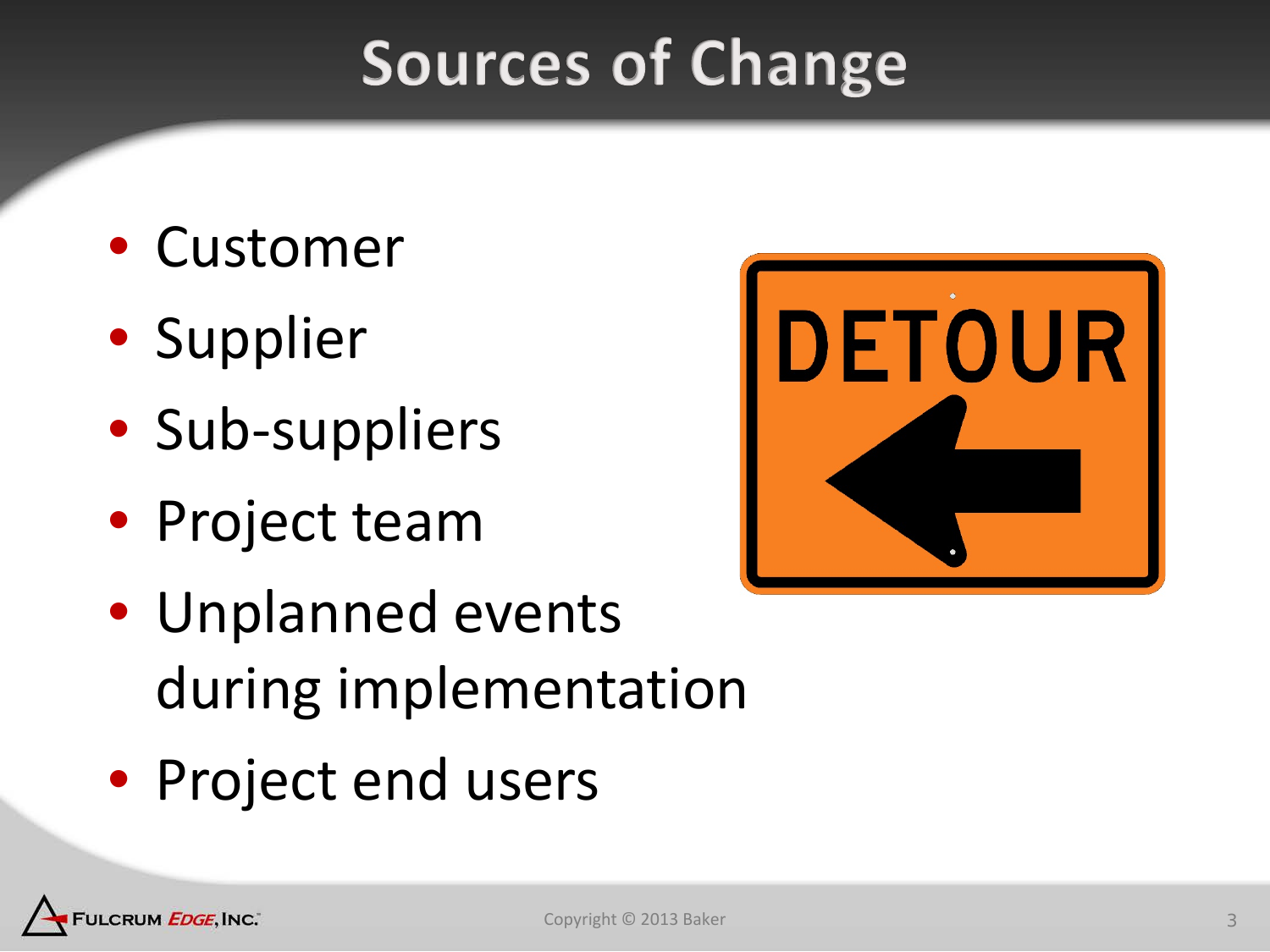# Sources of Change

- Customer
- Supplier
- Sub-suppliers
- Project team
- Unplanned events during implementation
- Project end users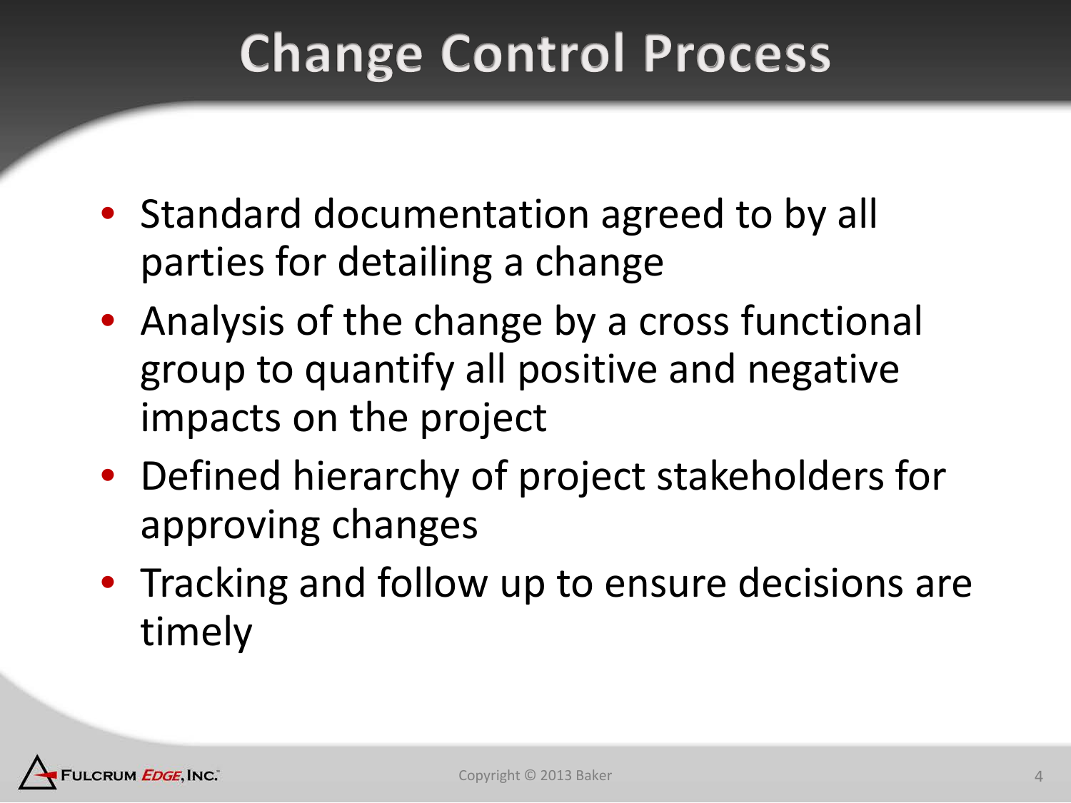# Change Control Process

- Standard documentation agreed to by all parties for detailing a change
- Analysis of the change by a cross functional group to quantify all positive and negative impacts on the project
- Defined hierarchy of project stakeholders for approving changes
- Tracking and follow up to ensure decisions are timely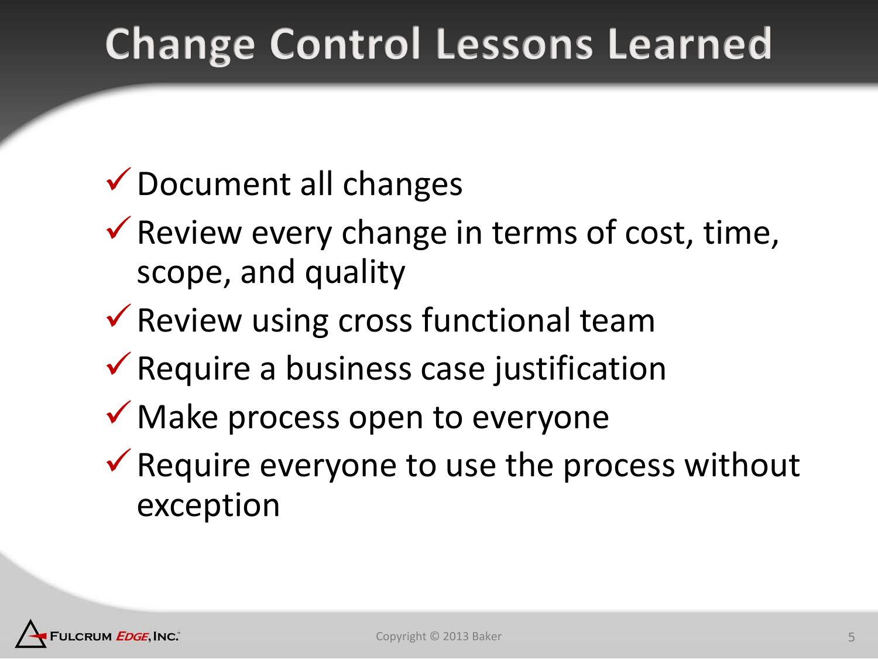# Change Control Lessons Learned

- ✓ Document all changes
- ✓ Review every change in terms of cost, time, scope, and quality
- ✓ Review using cross functional team
- ✓ Require a business case justification
- ✓ Make process open to everyone
- ✓ Require everyone to use the process without exception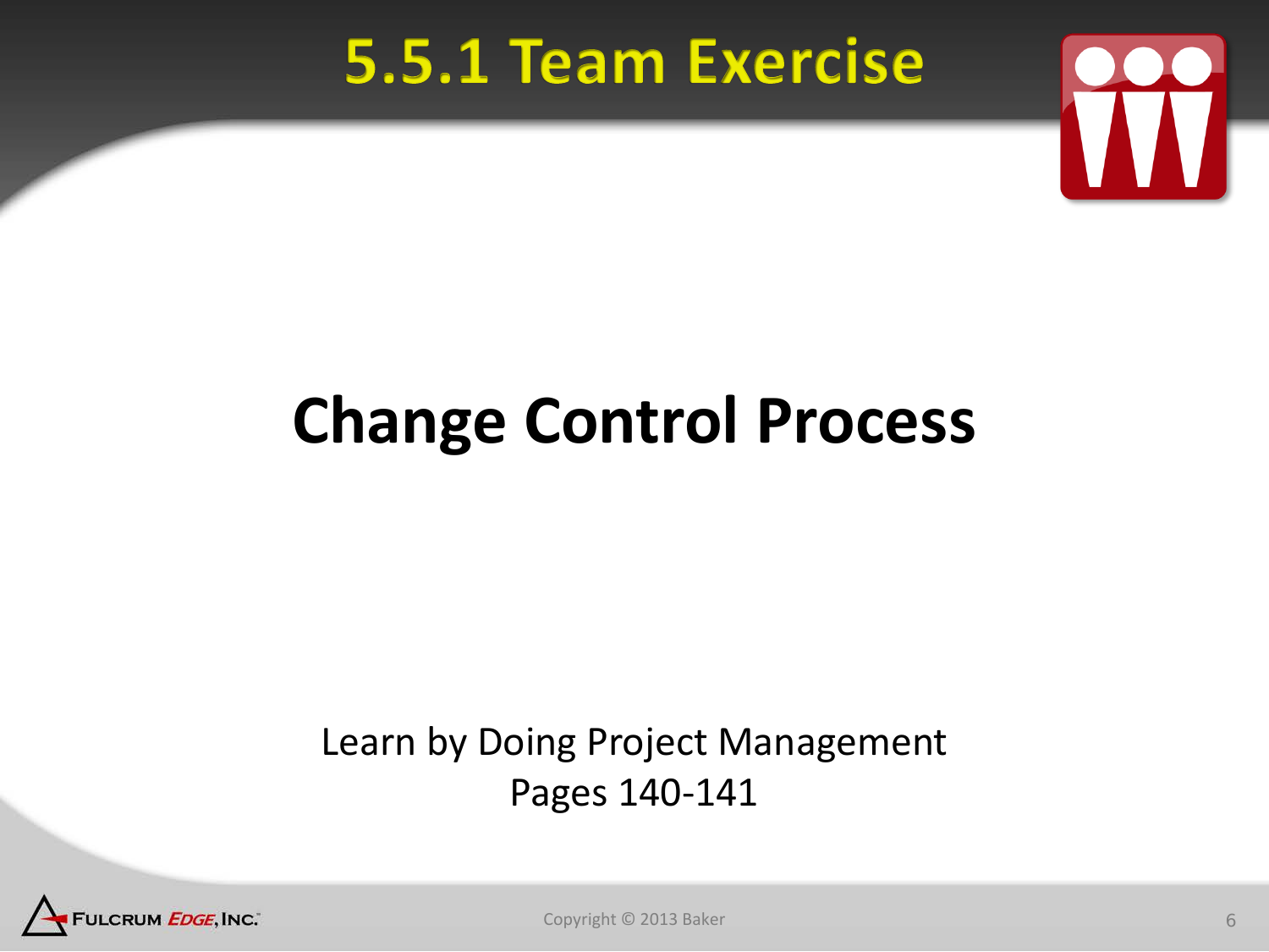# 5.5.1 Team Exercise

## Change Control Process

Learn by Doing Project Management
Pages 140-141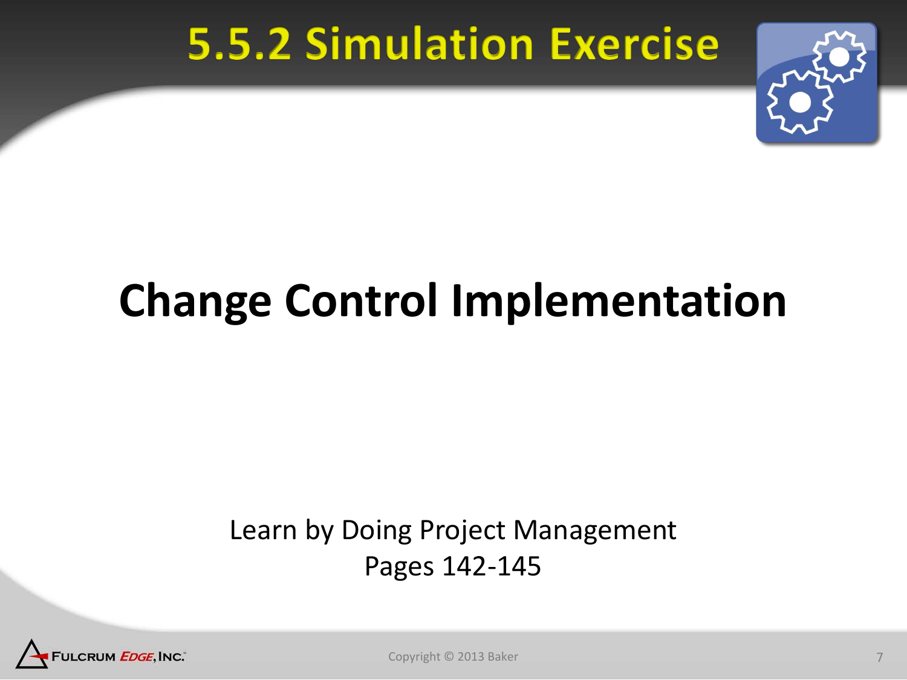# 5.5.2 Simulation Exercise

## Change Control Implementation

Learn by Doing Project Management
Pages 142-145

Copyright © 2013 Baker